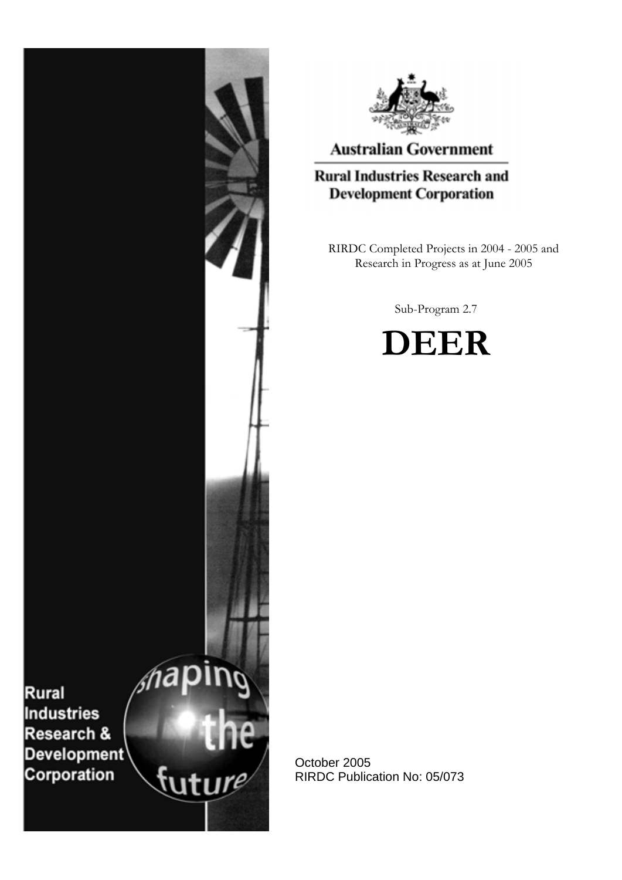Australian Government

Rural Industries Research and Development Corporation

RIRDC Completed Projects in 2004 - 2005 and Research in Progress as at June 2005

Sub-Program 2.7

# DEER

Rural Industries Research & Development Corporation

shaping the future

October 2005

RIRDC Publication No: 05/073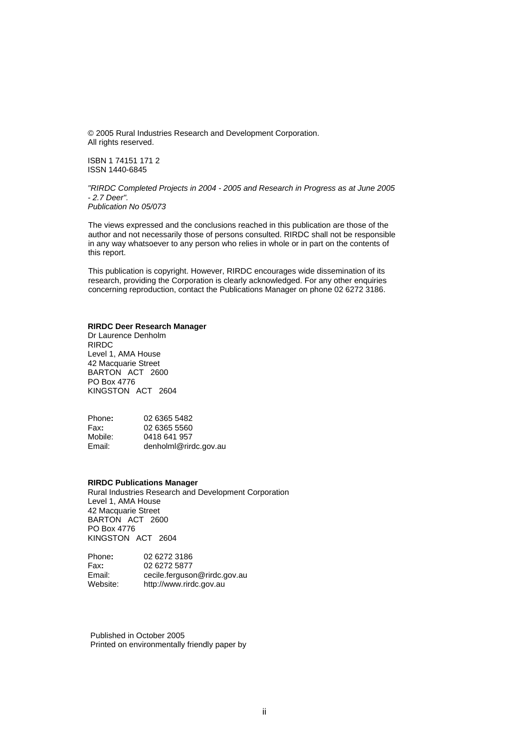© 2005 Rural Industries Research and Development Corporation.
All rights reserved.

ISBN 1 74151 171 2
ISSN 1440-6845

*"RIRDC Completed Projects in 2004 - 2005 and Research in Progress as at June 2005 - 2.7 Deer".*
*Publication No 05/073*

The views expressed and the conclusions reached in this publication are those of the author and not necessarily those of persons consulted. RIRDC shall not be responsible in any way whatsoever to any person who relies in whole or in part on the contents of this report.

This publication is copyright. However, RIRDC encourages wide dissemination of its research, providing the Corporation is clearly acknowledged. For any other enquiries concerning reproduction, contact the Publications Manager on phone 02 6272 3186.

**RIRDC Deer Research Manager**
Dr Laurence Denholm
RIRDC
Level 1, AMA House
42 Macquarie Street
BARTON ACT 2600
PO Box 4776
KINGSTON ACT 2604

Phone**:** 02 6365 5482
Fax**:** 02 6365 5560
Mobile: 0418 641 957
Email: denholml@rirdc.gov.au

**RIRDC Publications Manager**
Rural Industries Research and Development Corporation
Level 1, AMA House
42 Macquarie Street
BARTON ACT 2600
PO Box 4776
KINGSTON ACT 2604

Phone**:** 02 6272 3186
Fax**:** 02 6272 5877
Email: cecile.ferguson@rirdc.gov.au
Website: http://www.rirdc.gov.au

Published in October 2005
Printed on environmentally friendly paper by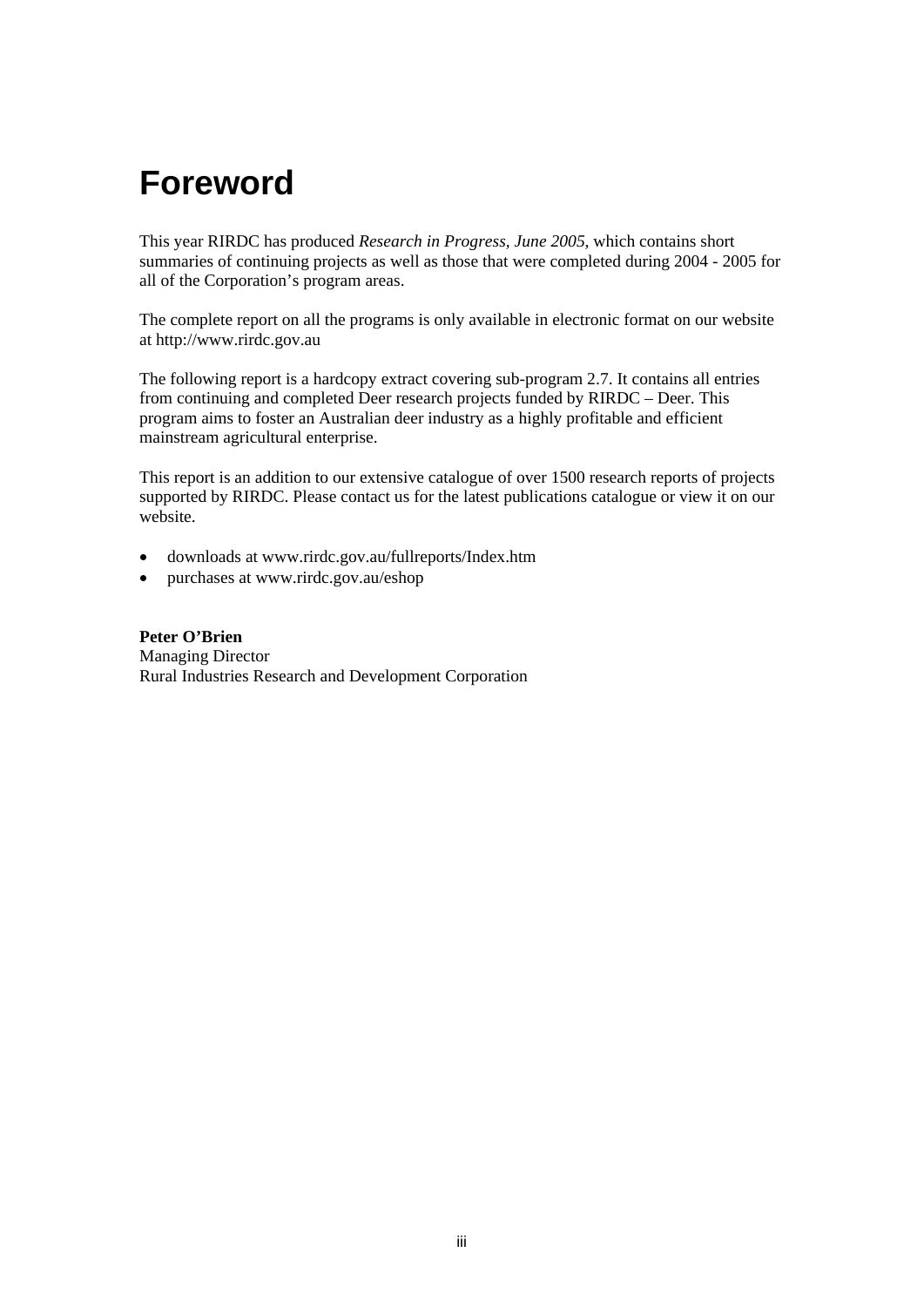# Foreword

This year RIRDC has produced *Research in Progress, June 2005*, which contains short summaries of continuing projects as well as those that were completed during 2004 - 2005 for all of the Corporation's program areas.

The complete report on all the programs is only available in electronic format on our website at http://www.rirdc.gov.au

The following report is a hardcopy extract covering sub-program 2.7. It contains all entries from continuing and completed Deer research projects funded by RIRDC – Deer. This program aims to foster an Australian deer industry as a highly profitable and efficient mainstream agricultural enterprise.

This report is an addition to our extensive catalogue of over 1500 research reports of projects supported by RIRDC. Please contact us for the latest publications catalogue or view it on our website.

- downloads at www.rirdc.gov.au/fullreports/Index.htm
- purchases at www.rirdc.gov.au/eshop

**Peter O'Brien**
Managing Director
Rural Industries Research and Development Corporation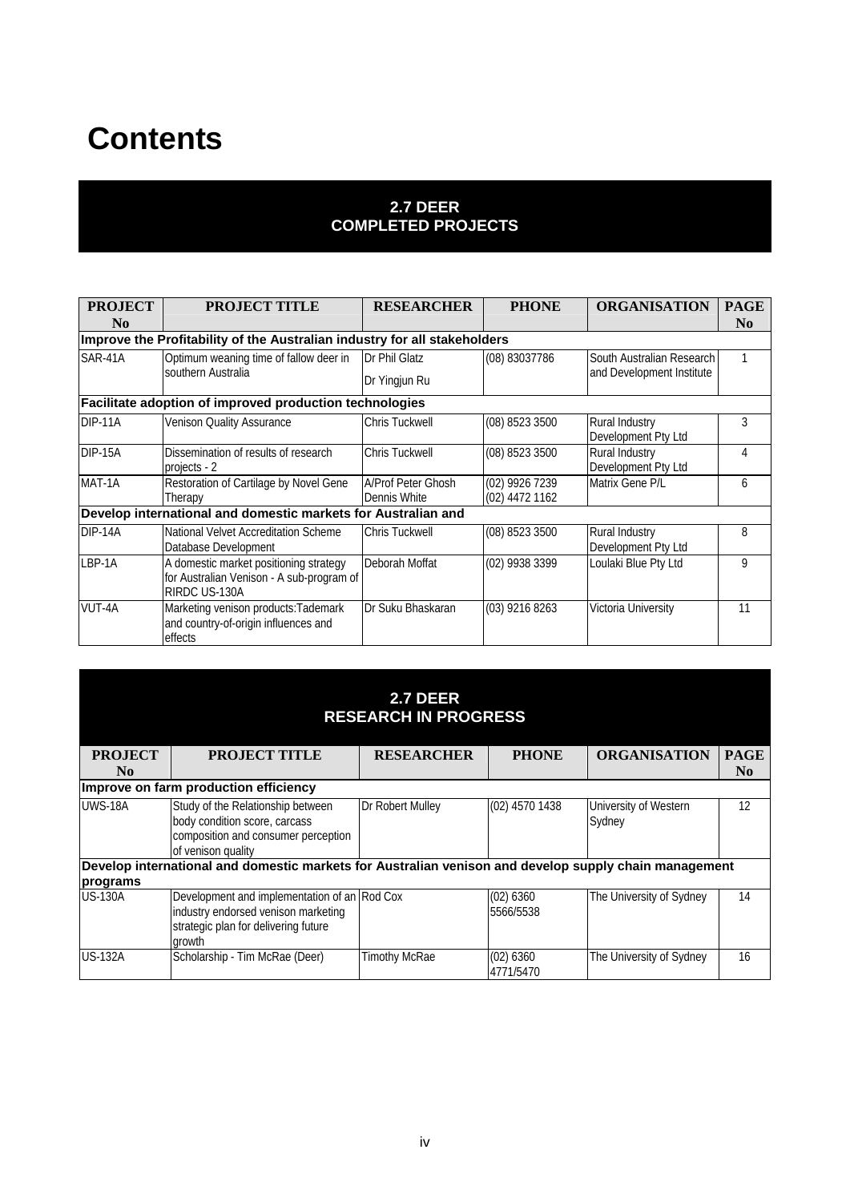# Contents

## 2.7 DEER
## COMPLETED PROJECTS

| PROJECT No | PROJECT TITLE | RESEARCHER | PHONE | ORGANISATION | PAGE No |
|---|---|---|---|---|---|
| **Improve the Profitability of the Australian industry for all stakeholders** | | | | | |
| SAR-41A | Optimum weaning time of fallow deer in southern Australia | Dr Phil Glatz<br>Dr Yingjun Ru | (08) 83037786 | South Australian Research and Development Institute | 1 |
| **Facilitate adoption of improved production technologies** | | | | | |
| DIP-11A | Venison Quality Assurance | Chris Tuckwell | (08) 8523 3500 | Rural Industry Development Pty Ltd | 3 |
| DIP-15A | Dissemination of results of research projects - 2 | Chris Tuckwell | (08) 8523 3500 | Rural Industry Development Pty Ltd | 4 |
| MAT-1A | Restoration of Cartilage by Novel Gene Therapy | A/Prof Peter Ghosh<br>Dennis White | (02) 9926 7239<br>(02) 4472 1162 | Matrix Gene P/L | 6 |
| **Develop international and domestic markets for Australian and** | | | | | |
| DIP-14A | National Velvet Accreditation Scheme Database Development | Chris Tuckwell | (08) 8523 3500 | Rural Industry Development Pty Ltd | 8 |
| LBP-1A | A domestic market positioning strategy for Australian Venison - A sub-program of RIRDC US-130A | Deborah Moffat | (02) 9938 3399 | Loulaki Blue Pty Ltd | 9 |
| VUT-4A | Marketing venison products:Tademark and country-of-origin influences and effects | Dr Suku Bhaskaran | (03) 9216 8263 | Victoria University | 11 |

## 2.7 DEER
## RESEARCH IN PROGRESS

| PROJECT No | PROJECT TITLE | RESEARCHER | PHONE | ORGANISATION | PAGE No |
|---|---|---|---|---|---|
| **Improve on farm production efficiency** | | | | | |
| UWS-18A | Study of the Relationship between body condition score, carcass composition and consumer perception of venison quality | Dr Robert Mulley | (02) 4570 1438 | University of Western Sydney | 12 |
| **Develop international and domestic markets for Australian venison and develop supply chain management programs** | | | | | |
| US-130A | Development and implementation of an industry endorsed venison marketing strategic plan for delivering future growth | Rod Cox | (02) 6360 5566/5538 | The University of Sydney | 14 |
| US-132A | Scholarship - Tim McRae (Deer) | Timothy McRae | (02) 6360 4771/5470 | The University of Sydney | 16 |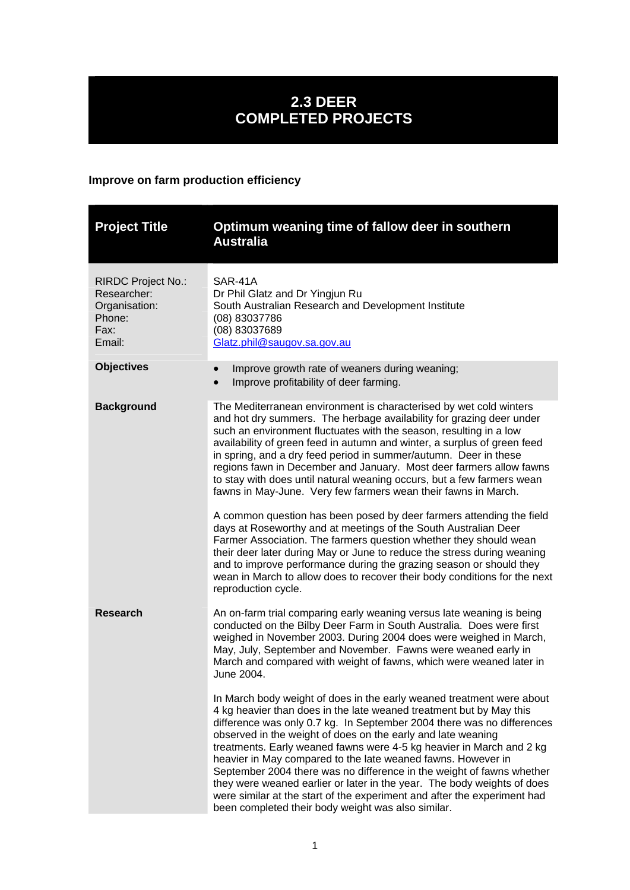# 2.3 DEER COMPLETED PROJECTS

## Improve on farm production efficiency

| Project Title | Optimum weaning time of fallow deer in southern Australia |
|---|---|
| RIRDC Project No.:<br>Researcher:<br>Organisation:<br>Phone:<br>Fax:<br>Email: | SAR-41A<br>Dr Phil Glatz and Dr Yingjun Ru<br>South Australian Research and Development Institute<br>(08) 83037786<br>(08) 83037689<br>Glatz.phil@saugov.sa.gov.au |
| **Objectives** | • Improve growth rate of weaners during weaning;<br>• Improve profitability of deer farming. |
| **Background** | The Mediterranean environment is characterised by wet cold winters and hot dry summers. The herbage availability for grazing deer under such an environment fluctuates with the season, resulting in a low availability of green feed in autumn and winter, a surplus of green feed in spring, and a dry feed period in summer/autumn. Deer in these regions fawn in December and January. Most deer farmers allow fawns to stay with does until natural weaning occurs, but a few farmers wean fawns in May-June. Very few farmers wean their fawns in March.<br><br>A common question has been posed by deer farmers attending the field days at Roseworthy and at meetings of the South Australian Deer Farmer Association. The farmers question whether they should wean their deer later during May or June to reduce the stress during weaning and to improve performance during the grazing season or should they wean in March to allow does to recover their body conditions for the next reproduction cycle. |
| **Research** | An on-farm trial comparing early weaning versus late weaning is being conducted on the Bilby Deer Farm in South Australia. Does were first weighed in November 2003. During 2004 does were weighed in March, May, July, September and November. Fawns were weaned early in March and compared with weight of fawns, which were weaned later in June 2004.<br><br>In March body weight of does in the early weaned treatment were about 4 kg heavier than does in the late weaned treatment but by May this difference was only 0.7 kg. In September 2004 there was no differences observed in the weight of does on the early and late weaning treatments. Early weaned fawns were 4-5 kg heavier in March and 2 kg heavier in May compared to the late weaned fawns. However in September 2004 there was no difference in the weight of fawns whether they were weaned earlier or later in the year. The body weights of does were similar at the start of the experiment and after the experiment had been completed their body weight was also similar. |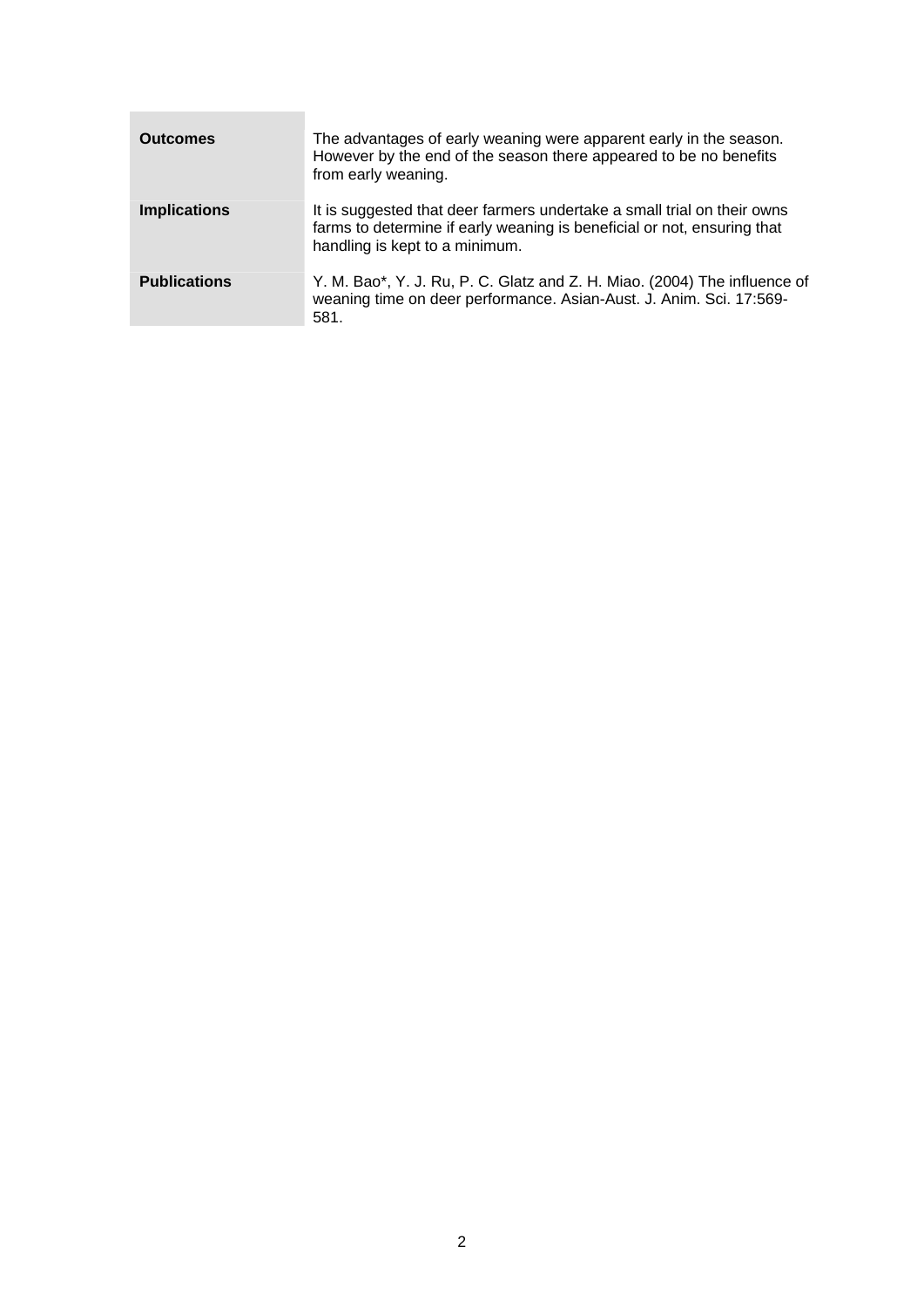| | |
|---|---|
| **Outcomes** | The advantages of early weaning were apparent early in the season. However by the end of the season there appeared to be no benefits from early weaning. |
| **Implications** | It is suggested that deer farmers undertake a small trial on their owns farms to determine if early weaning is beneficial or not, ensuring that handling is kept to a minimum. |
| **Publications** | Y. M. Bao*, Y. J. Ru, P. C. Glatz and Z. H. Miao. (2004) The influence of weaning time on deer performance. Asian-Aust. J. Anim. Sci. 17:569-581. |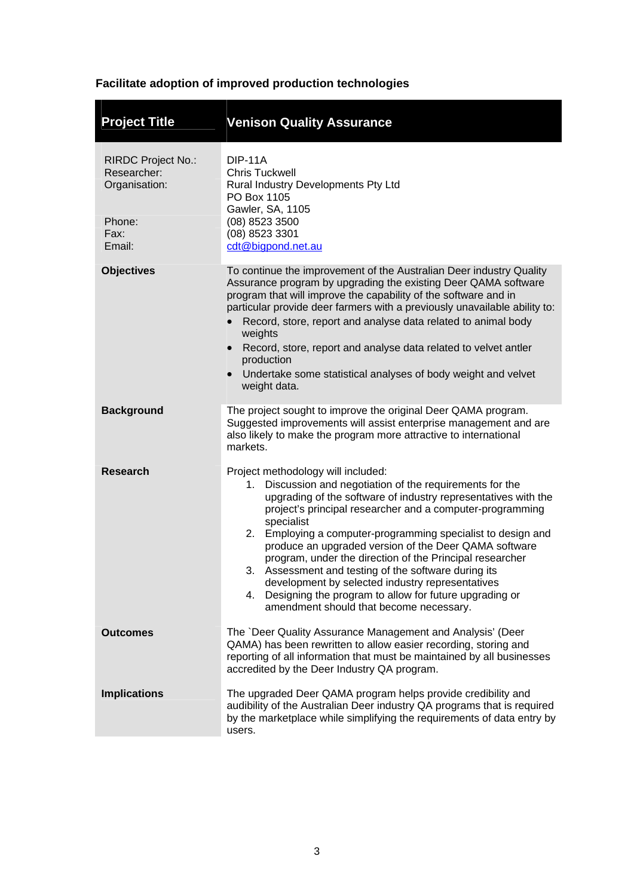## Facilitate adoption of improved production technologies

| Project Title | Venison Quality Assurance |
| --- | --- |
| RIRDC Project No.:<br>Researcher:<br>Organisation:<br><br><br>Phone:<br>Fax:<br>Email: | DIP-11A<br>Chris Tuckwell<br>Rural Industry Developments Pty Ltd<br>PO Box 1105<br>Gawler, SA, 1105<br>(08) 8523 3500<br>(08) 8523 3301<br>cdt@bigpond.net.au |
| **Objectives** | To continue the improvement of the Australian Deer industry Quality Assurance program by upgrading the existing Deer QAMA software program that will improve the capability of the software and in particular provide deer farmers with a previously unavailable ability to:<br>• Record, store, report and analyse data related to animal body weights<br>• Record, store, report and analyse data related to velvet antler production<br>• Undertake some statistical analyses of body weight and velvet weight data. |
| **Background** | The project sought to improve the original Deer QAMA program. Suggested improvements will assist enterprise management and are also likely to make the program more attractive to international markets. |
| **Research** | Project methodology will included:<br>1. Discussion and negotiation of the requirements for the upgrading of the software of industry representatives with the project's principal researcher and a computer-programming specialist<br>2. Employing a computer-programming specialist to design and produce an upgraded version of the Deer QAMA software program, under the direction of the Principal researcher<br>3. Assessment and testing of the software during its development by selected industry representatives<br>4. Designing the program to allow for future upgrading or amendment should that become necessary. |
| **Outcomes** | The `Deer Quality Assurance Management and Analysis' (Deer QAMA) has been rewritten to allow easier recording, storing and reporting of all information that must be maintained by all businesses accredited by the Deer Industry QA program. |
| **Implications** | The upgraded Deer QAMA program helps provide credibility and audibility of the Australian Deer industry QA programs that is required by the marketplace while simplifying the requirements of data entry by users. |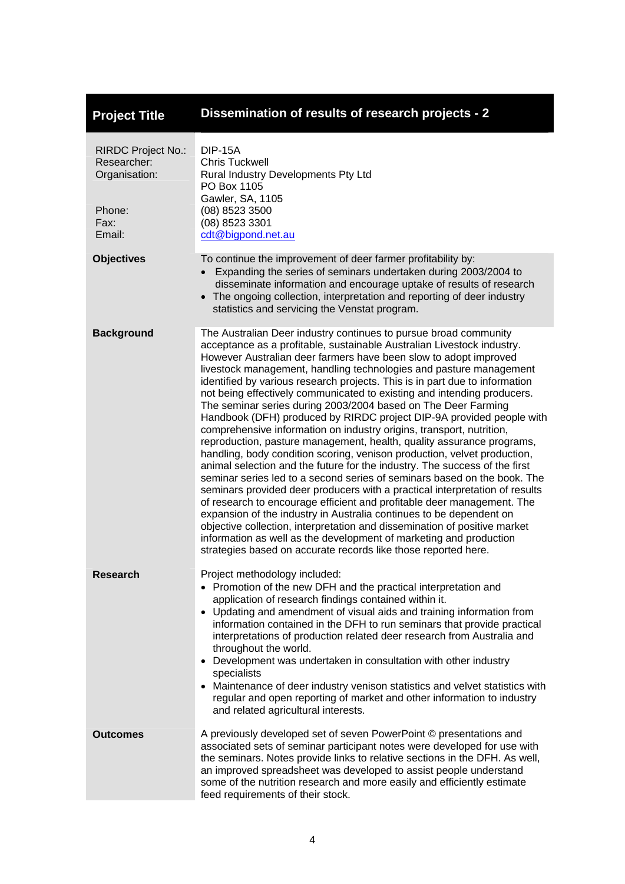| **Project Title** | **Dissemination of results of research projects - 2** |
|---|---|
| RIRDC Project No.:<br>Researcher:<br>Organisation:<br><br><br>Phone:<br>Fax:<br>Email: | DIP-15A<br>Chris Tuckwell<br>Rural Industry Developments Pty Ltd<br>PO Box 1105<br>Gawler, SA, 1105<br>(08) 8523 3500<br>(08) 8523 3301<br>cdt@bigpond.net.au |
| **Objectives** | To continue the improvement of deer farmer profitability by:<br>• Expanding the series of seminars undertaken during 2003/2004 to disseminate information and encourage uptake of results of research<br>• The ongoing collection, interpretation and reporting of deer industry statistics and servicing the Venstat program. |
| **Background** | The Australian Deer industry continues to pursue broad community acceptance as a profitable, sustainable Australian Livestock industry. However Australian deer farmers have been slow to adopt improved livestock management, handling technologies and pasture management identified by various research projects. This is in part due to information not being effectively communicated to existing and intending producers. The seminar series during 2003/2004 based on The Deer Farming Handbook (DFH) produced by RIRDC project DIP-9A provided people with comprehensive information on industry origins, transport, nutrition, reproduction, pasture management, health, quality assurance programs, handling, body condition scoring, venison production, velvet production, animal selection and the future for the industry. The success of the first seminar series led to a second series of seminars based on the book. The seminars provided deer producers with a practical interpretation of results of research to encourage efficient and profitable deer management. The expansion of the industry in Australia continues to be dependent on objective collection, interpretation and dissemination of positive market information as well as the development of marketing and production strategies based on accurate records like those reported here. |
| **Research** | Project methodology included:<br>• Promotion of the new DFH and the practical interpretation and application of research findings contained within it.<br>• Updating and amendment of visual aids and training information from information contained in the DFH to run seminars that provide practical interpretations of production related deer research from Australia and throughout the world.<br>• Development was undertaken in consultation with other industry specialists<br>• Maintenance of deer industry venison statistics and velvet statistics with regular and open reporting of market and other information to industry and related agricultural interests. |
| **Outcomes** | A previously developed set of seven PowerPoint © presentations and associated sets of seminar participant notes were developed for use with the seminars. Notes provide links to relative sections in the DFH. As well, an improved spreadsheet was developed to assist people understand some of the nutrition research and more easily and efficiently estimate feed requirements of their stock. |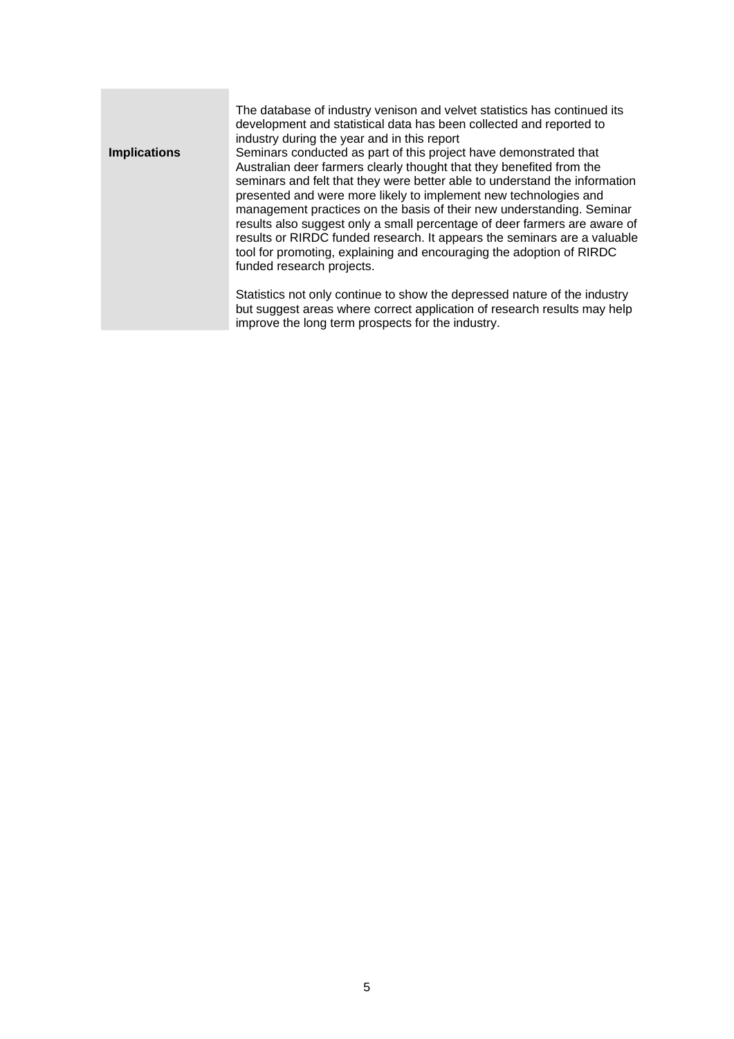**Implications**

The database of industry venison and velvet statistics has continued its development and statistical data has been collected and reported to industry during the year and in this report

Seminars conducted as part of this project have demonstrated that Australian deer farmers clearly thought that they benefited from the seminars and felt that they were better able to understand the information presented and were more likely to implement new technologies and management practices on the basis of their new understanding. Seminar results also suggest only a small percentage of deer farmers are aware of results or RIRDC funded research. It appears the seminars are a valuable tool for promoting, explaining and encouraging the adoption of RIRDC funded research projects.

Statistics not only continue to show the depressed nature of the industry but suggest areas where correct application of research results may help improve the long term prospects for the industry.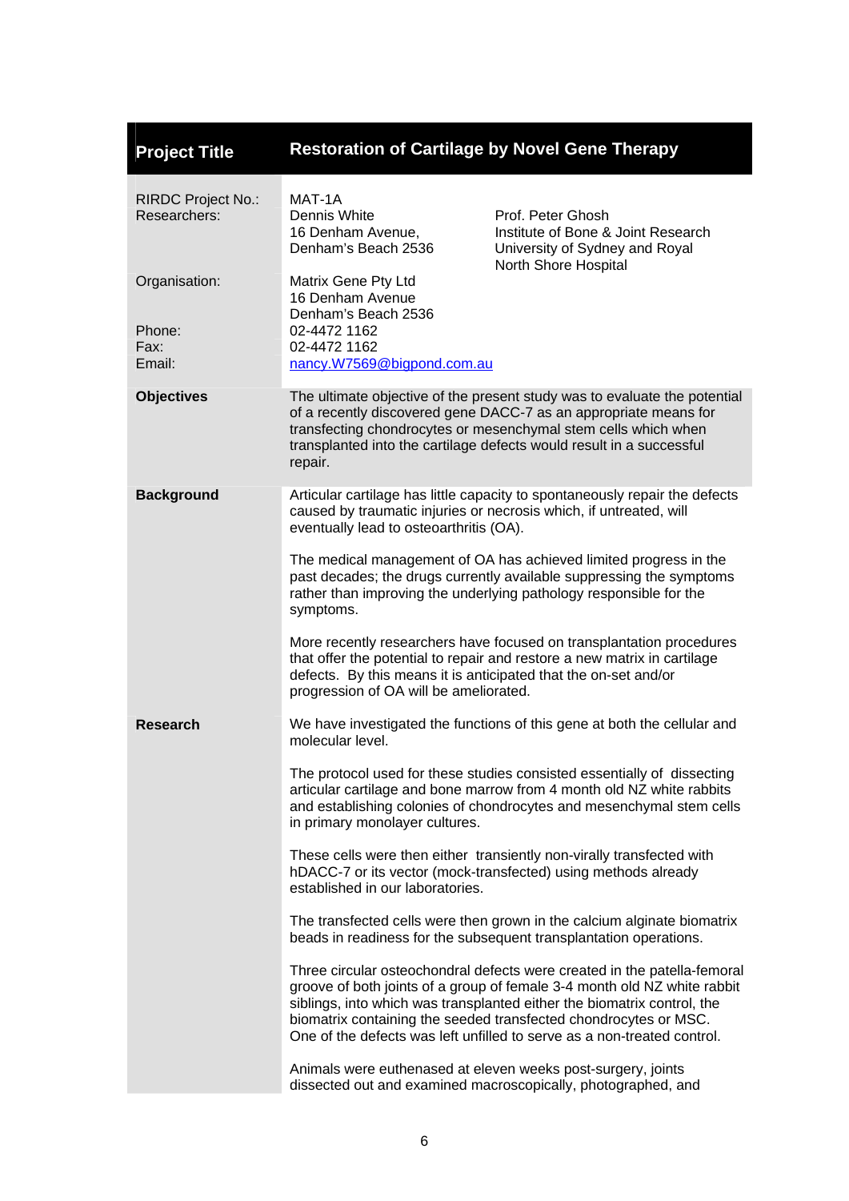| Project Title | Restoration of Cartilage by Novel Gene Therapy | |
|---|---|---|
| RIRDC Project No.: | MAT-1A | |
| Researchers: | Dennis White<br>16 Denham Avenue,<br>Denham's Beach 2536 | Prof. Peter Ghosh<br>Institute of Bone & Joint Research<br>University of Sydney and Royal North Shore Hospital |
| Organisation: | Matrix Gene Pty Ltd<br>16 Denham Avenue<br>Denham's Beach 2536 | |
| Phone: | 02-4472 1162 | |
| Fax: | 02-4472 1162 | |
| Email: | nancy.W7569@bigpond.com.au | |

**Objectives**

The ultimate objective of the present study was to evaluate the potential of a recently discovered gene DACC-7 as an appropriate means for transfecting chondrocytes or mesenchymal stem cells which when transplanted into the cartilage defects would result in a successful repair.

**Background**

Articular cartilage has little capacity to spontaneously repair the defects caused by traumatic injuries or necrosis which, if untreated, will eventually lead to osteoarthritis (OA).

The medical management of OA has achieved limited progress in the past decades; the drugs currently available suppressing the symptoms rather than improving the underlying pathology responsible for the symptoms.

More recently researchers have focused on transplantation procedures that offer the potential to repair and restore a new matrix in cartilage defects. By this means it is anticipated that the on-set and/or progression of OA will be ameliorated.

**Research**

We have investigated the functions of this gene at both the cellular and molecular level.

The protocol used for these studies consisted essentially of dissecting articular cartilage and bone marrow from 4 month old NZ white rabbits and establishing colonies of chondrocytes and mesenchymal stem cells in primary monolayer cultures.

These cells were then either transiently non-virally transfected with hDACC-7 or its vector (mock-transfected) using methods already established in our laboratories.

The transfected cells were then grown in the calcium alginate biomatrix beads in readiness for the subsequent transplantation operations.

Three circular osteochondral defects were created in the patella-femoral groove of both joints of a group of female 3-4 month old NZ white rabbit siblings, into which was transplanted either the biomatrix control, the biomatrix containing the seeded transfected chondrocytes or MSC. One of the defects was left unfilled to serve as a non-treated control.

Animals were euthenased at eleven weeks post-surgery, joints dissected out and examined macroscopically, photographed, and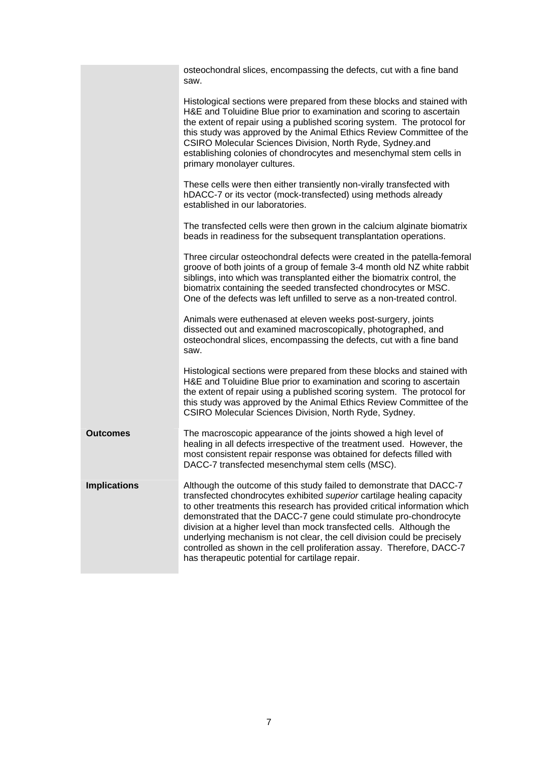| | |
|---|---|
| | osteochondral slices, encompassing the defects, cut with a fine band saw.<br><br>Histological sections were prepared from these blocks and stained with H&E and Toluidine Blue prior to examination and scoring to ascertain the extent of repair using a published scoring system. The protocol for this study was approved by the Animal Ethics Review Committee of the CSIRO Molecular Sciences Division, North Ryde, Sydney.and establishing colonies of chondrocytes and mesenchymal stem cells in primary monolayer cultures.<br><br>These cells were then either transiently non-virally transfected with hDACC-7 or its vector (mock-transfected) using methods already established in our laboratories.<br><br>The transfected cells were then grown in the calcium alginate biomatrix beads in readiness for the subsequent transplantation operations.<br><br>Three circular osteochondral defects were created in the patella-femoral groove of both joints of a group of female 3-4 month old NZ white rabbit siblings, into which was transplanted either the biomatrix control, the biomatrix containing the seeded transfected chondrocytes or MSC. One of the defects was left unfilled to serve as a non-treated control.<br><br>Animals were euthenased at eleven weeks post-surgery, joints dissected out and examined macroscopically, photographed, and osteochondral slices, encompassing the defects, cut with a fine band saw.<br><br>Histological sections were prepared from these blocks and stained with H&E and Toluidine Blue prior to examination and scoring to ascertain the extent of repair using a published scoring system. The protocol for this study was approved by the Animal Ethics Review Committee of the CSIRO Molecular Sciences Division, North Ryde, Sydney. |
| **Outcomes** | The macroscopic appearance of the joints showed a high level of healing in all defects irrespective of the treatment used. However, the most consistent repair response was obtained for defects filled with DACC-7 transfected mesenchymal stem cells (MSC). |
| **Implications** | Although the outcome of this study failed to demonstrate that DACC-7 transfected chondrocytes exhibited *superior* cartilage healing capacity to other treatments this research has provided critical information which demonstrated that the DACC-7 gene could stimulate pro-chondrocyte division at a higher level than mock transfected cells. Although the underlying mechanism is not clear, the cell division could be precisely controlled as shown in the cell proliferation assay. Therefore, DACC-7 has therapeutic potential for cartilage repair. |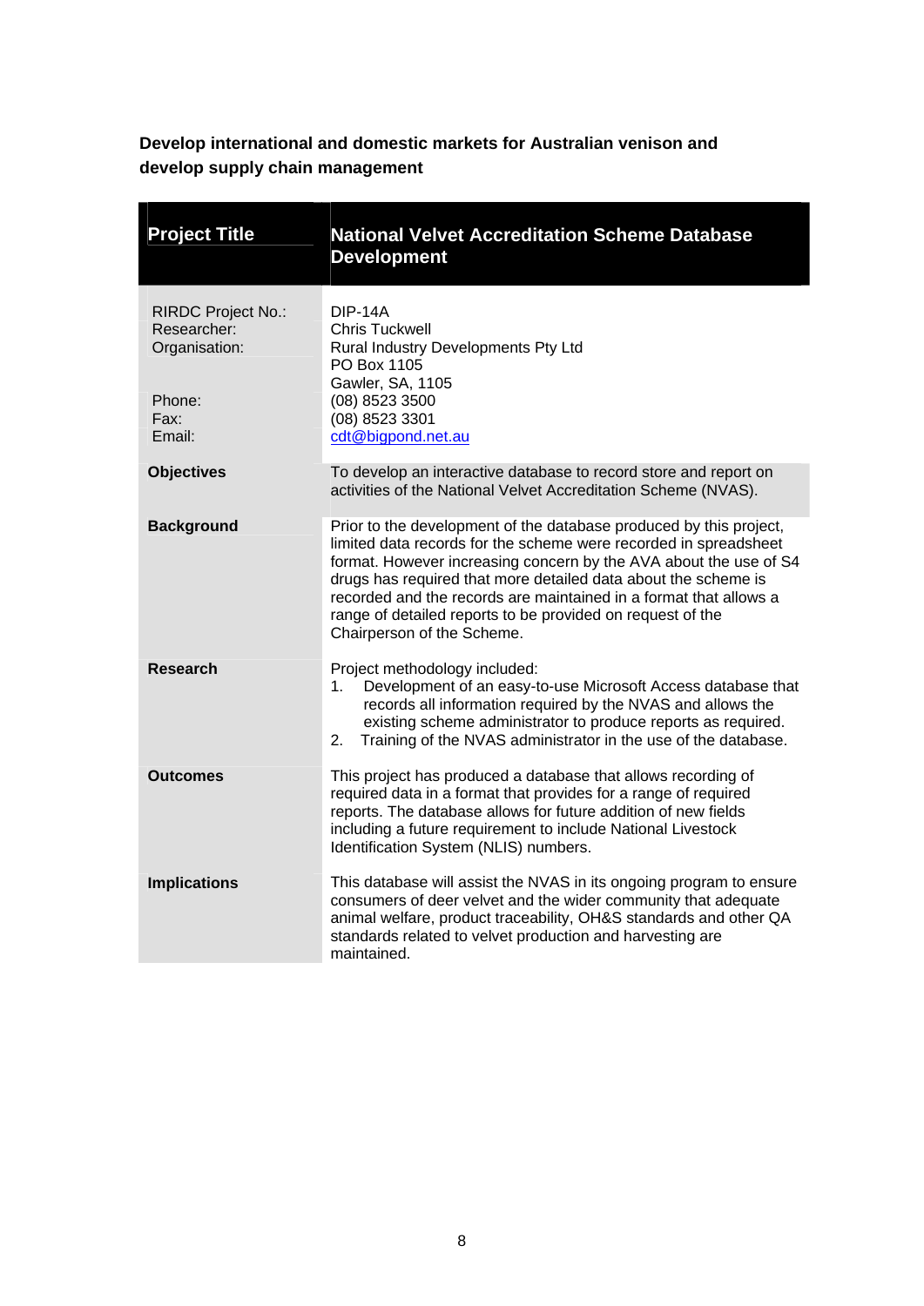**Develop international and domestic markets for Australian venison and develop supply chain management**

| **Project Title** | **National Velvet Accreditation Scheme Database Development** |
| --- | --- |
| RIRDC Project No.:<br>Researcher:<br>Organisation:<br><br><br>Phone:<br>Fax:<br>Email: | DIP-14A<br>Chris Tuckwell<br>Rural Industry Developments Pty Ltd<br>PO Box 1105<br>Gawler, SA, 1105<br>(08) 8523 3500<br>(08) 8523 3301<br>cdt@bigpond.net.au |
| **Objectives** | To develop an interactive database to record store and report on activities of the National Velvet Accreditation Scheme (NVAS). |
| **Background** | Prior to the development of the database produced by this project, limited data records for the scheme were recorded in spreadsheet format. However increasing concern by the AVA about the use of S4 drugs has required that more detailed data about the scheme is recorded and the records are maintained in a format that allows a range of detailed reports to be provided on request of the Chairperson of the Scheme. |
| **Research** | Project methodology included:<br>1. Development of an easy-to-use Microsoft Access database that records all information required by the NVAS and allows the existing scheme administrator to produce reports as required.<br>2. Training of the NVAS administrator in the use of the database. |
| **Outcomes** | This project has produced a database that allows recording of required data in a format that provides for a range of required reports. The database allows for future addition of new fields including a future requirement to include National Livestock Identification System (NLIS) numbers. |
| **Implications** | This database will assist the NVAS in its ongoing program to ensure consumers of deer velvet and the wider community that adequate animal welfare, product traceability, OH&S standards and other QA standards related to velvet production and harvesting are maintained. |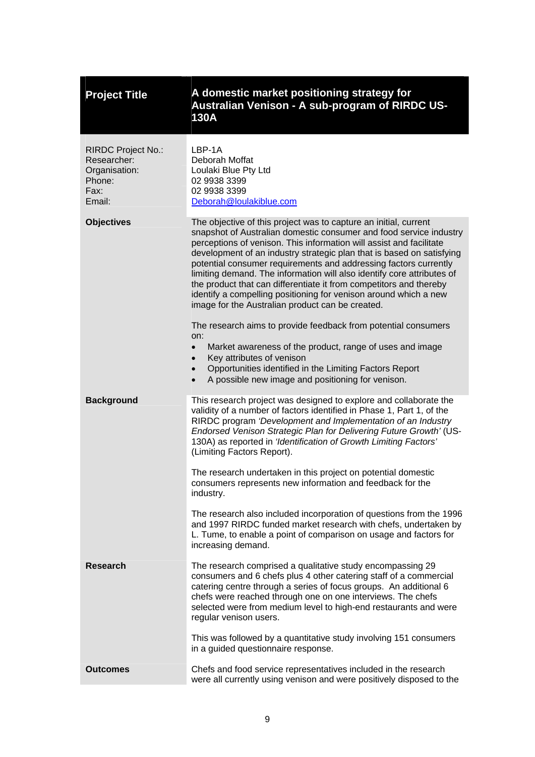| **Project Title** | **A domestic market positioning strategy for Australian Venison - A sub-program of RIRDC US-130A** |
|---|---|
| RIRDC Project No.:<br>Researcher:<br>Organisation:<br>Phone:<br>Fax:<br>Email: | LBP-1A<br>Deborah Moffat<br>Loulaki Blue Pty Ltd<br>02 9938 3399<br>02 9938 3399<br>Deborah@loulakiblue.com |
| **Objectives** | The objective of this project was to capture an initial, current snapshot of Australian domestic consumer and food service industry perceptions of venison. This information will assist and facilitate development of an industry strategic plan that is based on satisfying potential consumer requirements and addressing factors currently limiting demand. The information will also identify core attributes of the product that can differentiate it from competitors and thereby identify a compelling positioning for venison around which a new image for the Australian product can be created.<br><br>The research aims to provide feedback from potential consumers on:<br>• Market awareness of the product, range of uses and image<br>• Key attributes of venison<br>• Opportunities identified in the Limiting Factors Report<br>• A possible new image and positioning for venison. |
| **Background** | This research project was designed to explore and collaborate the validity of a number of factors identified in Phase 1, Part 1, of the RIRDC program *'Development and Implementation of an Industry Endorsed Venison Strategic Plan for Delivering Future Growth'* (US-130A) as reported in *'Identification of Growth Limiting Factors'* (Limiting Factors Report).<br><br>The research undertaken in this project on potential domestic consumers represents new information and feedback for the industry.<br><br>The research also included incorporation of questions from the 1996 and 1997 RIRDC funded market research with chefs, undertaken by L. Tume, to enable a point of comparison on usage and factors for increasing demand. |
| **Research** | The research comprised a qualitative study encompassing 29 consumers and 6 chefs plus 4 other catering staff of a commercial catering centre through a series of focus groups. An additional 6 chefs were reached through one on one interviews. The chefs selected were from medium level to high-end restaurants and were regular venison users.<br><br>This was followed by a quantitative study involving 151 consumers in a guided questionnaire response. |
| **Outcomes** | Chefs and food service representatives included in the research were all currently using venison and were positively disposed to the |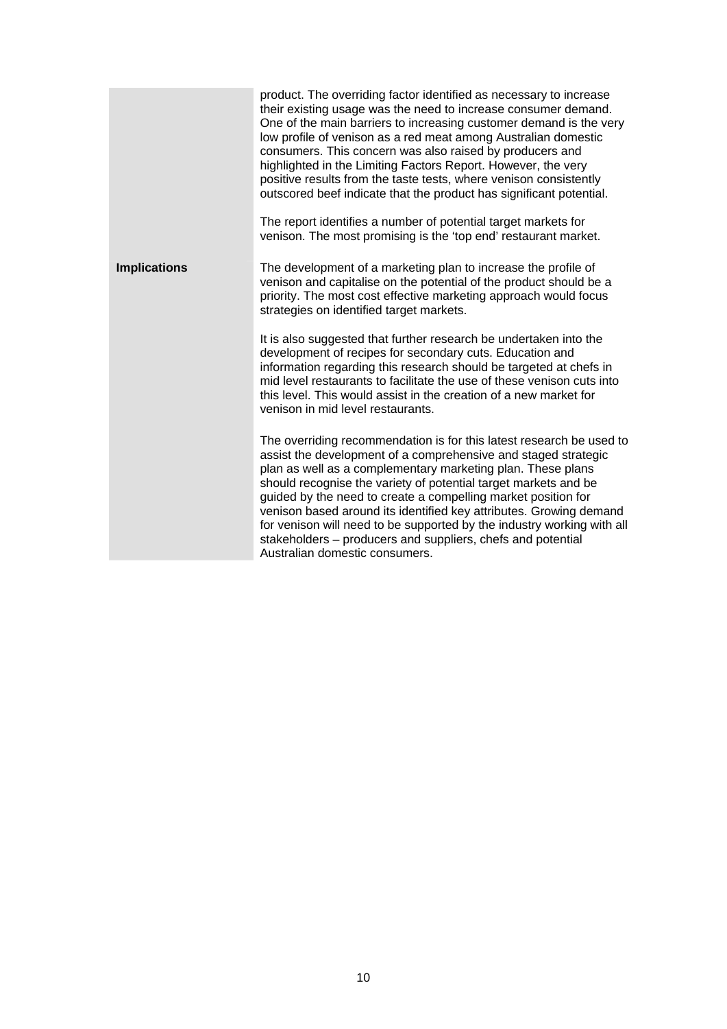| | |
|---|---|
| | product. The overriding factor identified as necessary to increase their existing usage was the need to increase consumer demand. One of the main barriers to increasing customer demand is the very low profile of venison as a red meat among Australian domestic consumers. This concern was also raised by producers and highlighted in the Limiting Factors Report. However, the very positive results from the taste tests, where venison consistently outscored beef indicate that the product has significant potential.<br><br>The report identifies a number of potential target markets for venison. The most promising is the 'top end' restaurant market. |
| **Implications** | The development of a marketing plan to increase the profile of venison and capitalise on the potential of the product should be a priority. The most cost effective marketing approach would focus strategies on identified target markets.<br><br>It is also suggested that further research be undertaken into the development of recipes for secondary cuts. Education and information regarding this research should be targeted at chefs in mid level restaurants to facilitate the use of these venison cuts into this level. This would assist in the creation of a new market for venison in mid level restaurants.<br><br>The overriding recommendation is for this latest research be used to assist the development of a comprehensive and staged strategic plan as well as a complementary marketing plan. These plans should recognise the variety of potential target markets and be guided by the need to create a compelling market position for venison based around its identified key attributes. Growing demand for venison will need to be supported by the industry working with all stakeholders – producers and suppliers, chefs and potential Australian domestic consumers. |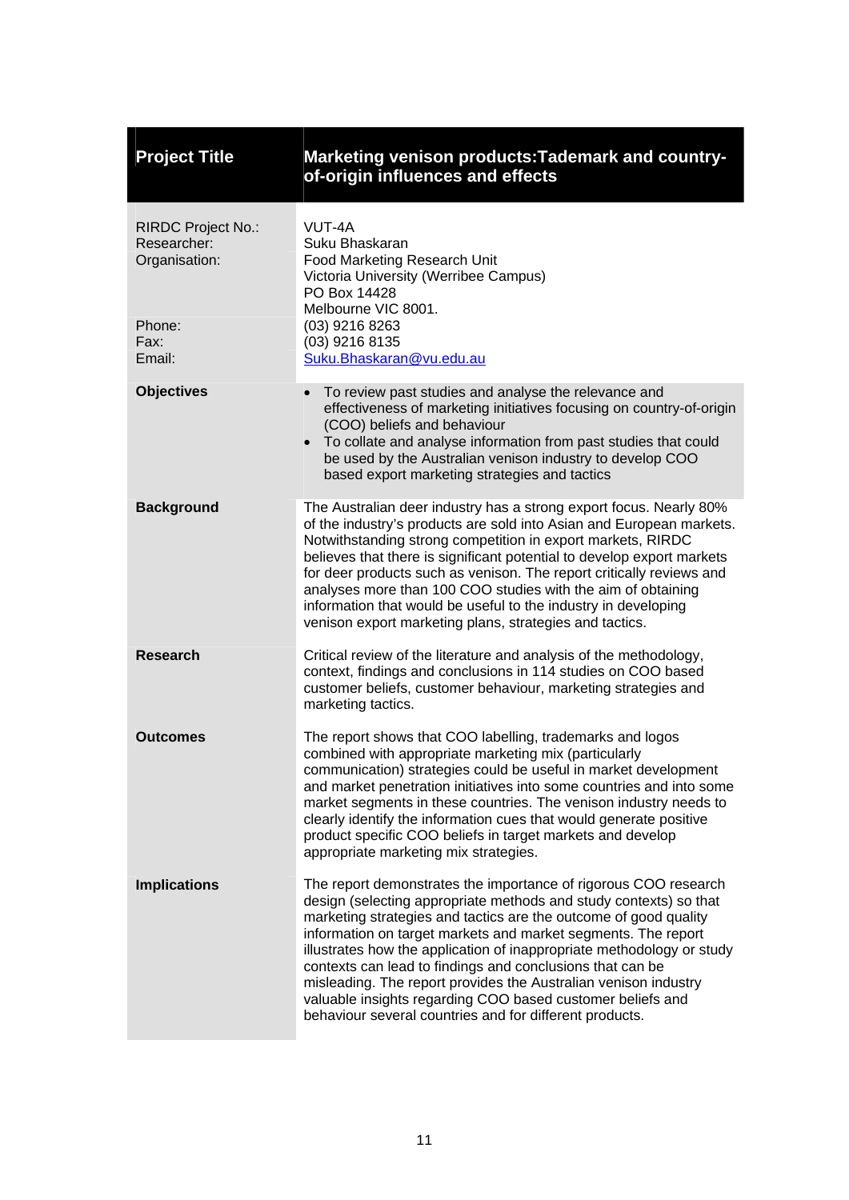| Project Title | Marketing venison products:Tademark and country-of-origin influences and effects |
|---|---|
| RIRDC Project No.:<br>Researcher:<br>Organisation:<br><br><br><br>Phone:<br>Fax:<br>Email: | VUT-4A<br>Suku Bhaskaran<br>Food Marketing Research Unit<br>Victoria University (Werribee Campus)<br>PO Box 14428<br>Melbourne VIC 8001.<br>(03) 9216 8263<br>(03) 9216 8135<br>Suku.Bhaskaran@vu.edu.au |
| **Objectives** | • To review past studies and analyse the relevance and effectiveness of marketing initiatives focusing on country-of-origin (COO) beliefs and behaviour<br>• To collate and analyse information from past studies that could be used by the Australian venison industry to develop COO based export marketing strategies and tactics |
| **Background** | The Australian deer industry has a strong export focus. Nearly 80% of the industry's products are sold into Asian and European markets. Notwithstanding strong competition in export markets, RIRDC believes that there is significant potential to develop export markets for deer products such as venison. The report critically reviews and analyses more than 100 COO studies with the aim of obtaining information that would be useful to the industry in developing venison export marketing plans, strategies and tactics. |
| **Research** | Critical review of the literature and analysis of the methodology, context, findings and conclusions in 114 studies on COO based customer beliefs, customer behaviour, marketing strategies and marketing tactics. |
| **Outcomes** | The report shows that COO labelling, trademarks and logos combined with appropriate marketing mix (particularly communication) strategies could be useful in market development and market penetration initiatives into some countries and into some market segments in these countries. The venison industry needs to clearly identify the information cues that would generate positive product specific COO beliefs in target markets and develop appropriate marketing mix strategies. |
| **Implications** | The report demonstrates the importance of rigorous COO research design (selecting appropriate methods and study contexts) so that marketing strategies and tactics are the outcome of good quality information on target markets and market segments. The report illustrates how the application of inappropriate methodology or study contexts can lead to findings and conclusions that can be misleading. The report provides the Australian venison industry valuable insights regarding COO based customer beliefs and behaviour several countries and for different products. |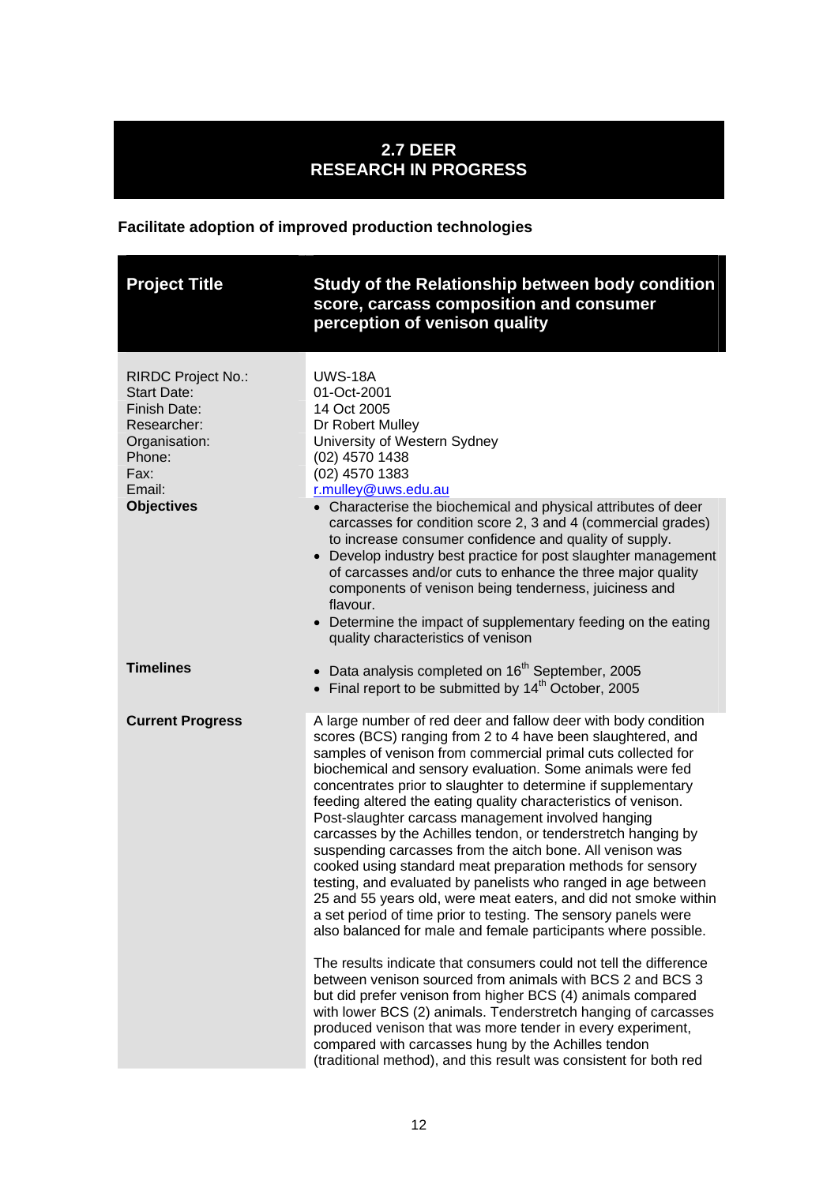## 2.7 DEER
## RESEARCH IN PROGRESS

**Facilitate adoption of improved production technologies**

| **Project Title** | **Study of the Relationship between body condition score, carcass composition and consumer perception of venison quality** |
|---|---|
| RIRDC Project No.:<br>Start Date:<br>Finish Date:<br>Researcher:<br>Organisation:<br>Phone:<br>Fax:<br>Email: | UWS-18A<br>01-Oct-2001<br>14 Oct 2005<br>Dr Robert Mulley<br>University of Western Sydney<br>(02) 4570 1438<br>(02) 4570 1383<br>r.mulley@uws.edu.au |
| **Objectives** | • Characterise the biochemical and physical attributes of deer carcasses for condition score 2, 3 and 4 (commercial grades) to increase consumer confidence and quality of supply.<br>• Develop industry best practice for post slaughter management of carcasses and/or cuts to enhance the three major quality components of venison being tenderness, juiciness and flavour.<br>• Determine the impact of supplementary feeding on the eating quality characteristics of venison |
| **Timelines** | • Data analysis completed on 16th September, 2005<br>• Final report to be submitted by 14th October, 2005 |
| **Current Progress** | A large number of red deer and fallow deer with body condition scores (BCS) ranging from 2 to 4 have been slaughtered, and samples of venison from commercial primal cuts collected for biochemical and sensory evaluation. Some animals were fed concentrates prior to slaughter to determine if supplementary feeding altered the eating quality characteristics of venison. Post-slaughter carcass management involved hanging carcasses by the Achilles tendon, or tenderstretch hanging by suspending carcasses from the aitch bone. All venison was cooked using standard meat preparation methods for sensory testing, and evaluated by panelists who ranged in age between 25 and 55 years old, were meat eaters, and did not smoke within a set period of time prior to testing. The sensory panels were also balanced for male and female participants where possible.<br><br>The results indicate that consumers could not tell the difference between venison sourced from animals with BCS 2 and BCS 3 but did prefer venison from higher BCS (4) animals compared with lower BCS (2) animals. Tenderstretch hanging of carcasses produced venison that was more tender in every experiment, compared with carcasses hung by the Achilles tendon (traditional method), and this result was consistent for both red |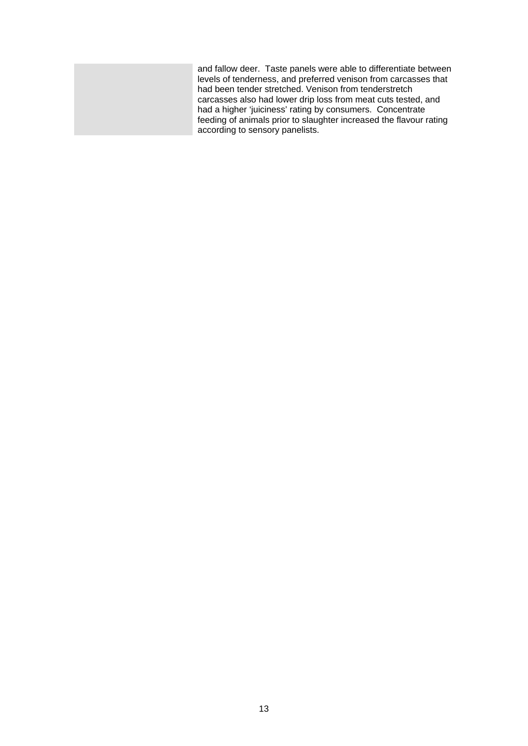and fallow deer. Taste panels were able to differentiate between levels of tenderness, and preferred venison from carcasses that had been tender stretched. Venison from tenderstretch carcasses also had lower drip loss from meat cuts tested, and had a higher 'juiciness' rating by consumers. Concentrate feeding of animals prior to slaughter increased the flavour rating according to sensory panelists.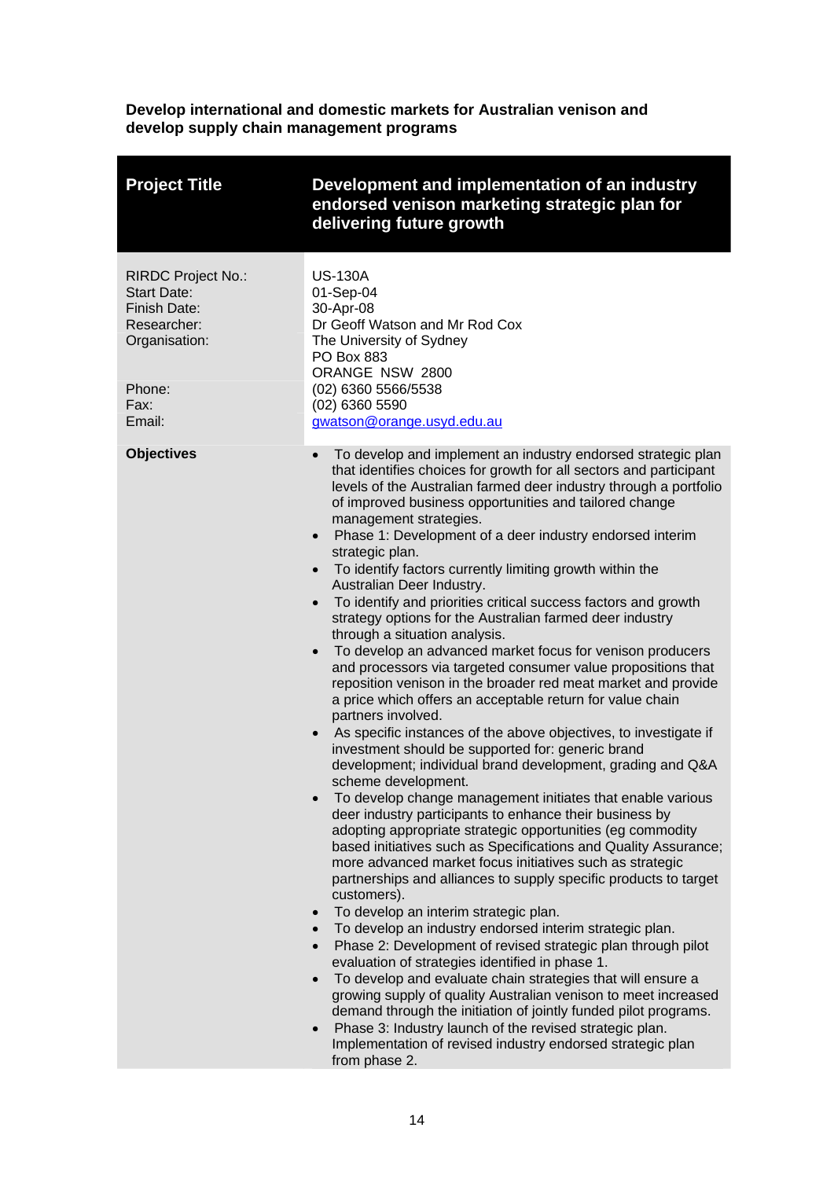**Develop international and domestic markets for Australian venison and develop supply chain management programs**

| **Project Title** | **Development and implementation of an industry endorsed venison marketing strategic plan for delivering future growth** |
|---|---|
| RIRDC Project No.:<br>Start Date:<br>Finish Date:<br>Researcher:<br>Organisation:<br><br><br>Phone:<br>Fax:<br>Email: | US-130A<br>01-Sep-04<br>30-Apr-08<br>Dr Geoff Watson and Mr Rod Cox<br>The University of Sydney<br>PO Box 883<br>ORANGE NSW 2800<br>(02) 6360 5566/5538<br>(02) 6360 5590<br>gwatson@orange.usyd.edu.au |
| **Objectives** | • To develop and implement an industry endorsed strategic plan that identifies choices for growth for all sectors and participant levels of the Australian farmed deer industry through a portfolio of improved business opportunities and tailored change management strategies.<br>• Phase 1: Development of a deer industry endorsed interim strategic plan.<br>• To identify factors currently limiting growth within the Australian Deer Industry.<br>• To identify and priorities critical success factors and growth strategy options for the Australian farmed deer industry through a situation analysis.<br>• To develop an advanced market focus for venison producers and processors via targeted consumer value propositions that reposition venison in the broader red meat market and provide a price which offers an acceptable return for value chain partners involved.<br>• As specific instances of the above objectives, to investigate if investment should be supported for: generic brand development; individual brand development, grading and Q&A scheme development.<br>• To develop change management initiates that enable various deer industry participants to enhance their business by adopting appropriate strategic opportunities (eg commodity based initiatives such as Specifications and Quality Assurance; more advanced market focus initiatives such as strategic partnerships and alliances to supply specific products to target customers).<br>• To develop an interim strategic plan.<br>• To develop an industry endorsed interim strategic plan.<br>• Phase 2: Development of revised strategic plan through pilot evaluation of strategies identified in phase 1.<br>• To develop and evaluate chain strategies that will ensure a growing supply of quality Australian venison to meet increased demand through the initiation of jointly funded pilot programs.<br>• Phase 3: Industry launch of the revised strategic plan. Implementation of revised industry endorsed strategic plan from phase 2. |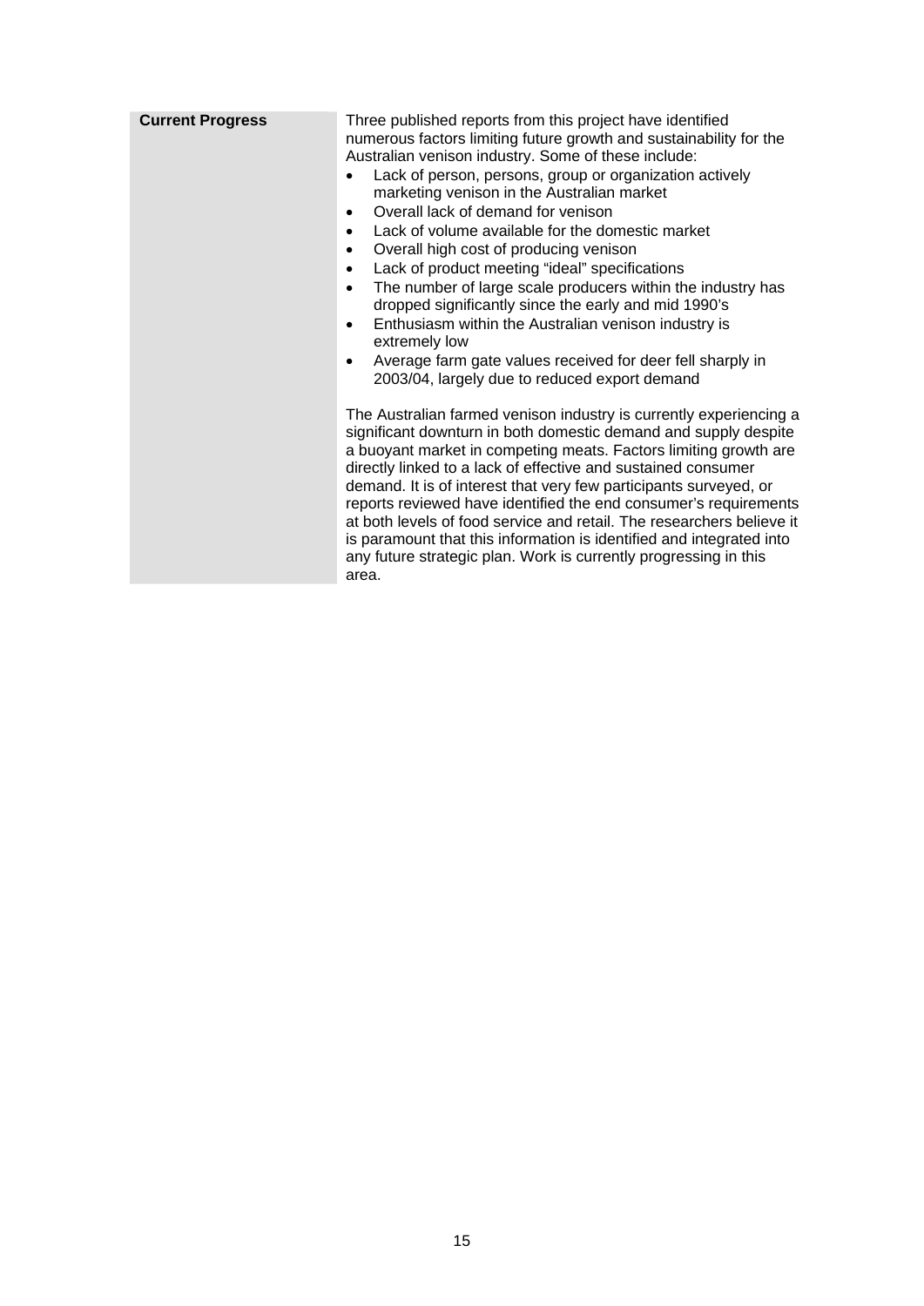| **Current Progress** | Three published reports from this project have identified numerous factors limiting future growth and sustainability for the Australian venison industry. Some of these include:<br>• Lack of person, persons, group or organization actively marketing venison in the Australian market<br>• Overall lack of demand for venison<br>• Lack of volume available for the domestic market<br>• Overall high cost of producing venison<br>• Lack of product meeting "ideal" specifications<br>• The number of large scale producers within the industry has dropped significantly since the early and mid 1990's<br>• Enthusiasm within the Australian venison industry is extremely low<br>• Average farm gate values received for deer fell sharply in 2003/04, largely due to reduced export demand<br><br>The Australian farmed venison industry is currently experiencing a significant downturn in both domestic demand and supply despite a buoyant market in competing meats. Factors limiting growth are directly linked to a lack of effective and sustained consumer demand. It is of interest that very few participants surveyed, or reports reviewed have identified the end consumer's requirements at both levels of food service and retail. The researchers believe it is paramount that this information is identified and integrated into any future strategic plan. Work is currently progressing in this area. |
|---|---|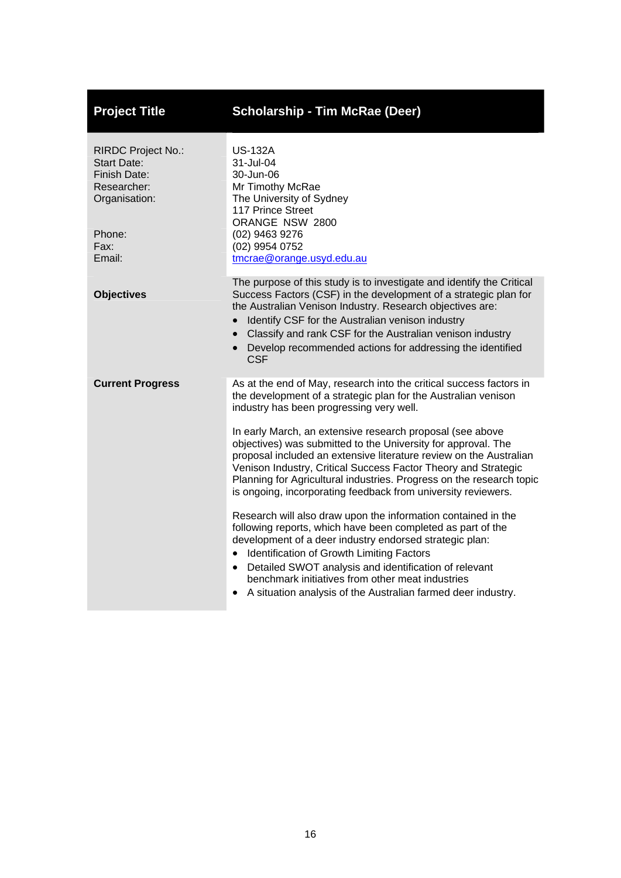| Project Title | Scholarship - Tim McRae (Deer) |
|---|---|
| RIRDC Project No.:<br>Start Date:<br>Finish Date:<br>Researcher:<br>Organisation:<br><br><br>Phone:<br>Fax:<br>Email: | US-132A<br>31-Jul-04<br>30-Jun-06<br>Mr Timothy McRae<br>The University of Sydney<br>117 Prince Street<br>ORANGE NSW 2800<br>(02) 9463 9276<br>(02) 9954 0752<br>tmcrae@orange.usyd.edu.au |
| **Objectives** | The purpose of this study is to investigate and identify the Critical Success Factors (CSF) in the development of a strategic plan for the Australian Venison Industry. Research objectives are:<br>• Identify CSF for the Australian venison industry<br>• Classify and rank CSF for the Australian venison industry<br>• Develop recommended actions for addressing the identified CSF |
| **Current Progress** | As at the end of May, research into the critical success factors in the development of a strategic plan for the Australian venison industry has been progressing very well.<br><br>In early March, an extensive research proposal (see above objectives) was submitted to the University for approval. The proposal included an extensive literature review on the Australian Venison Industry, Critical Success Factor Theory and Strategic Planning for Agricultural industries. Progress on the research topic is ongoing, incorporating feedback from university reviewers.<br><br>Research will also draw upon the information contained in the following reports, which have been completed as part of the development of a deer industry endorsed strategic plan:<br>• Identification of Growth Limiting Factors<br>• Detailed SWOT analysis and identification of relevant benchmark initiatives from other meat industries<br>• A situation analysis of the Australian farmed deer industry. |